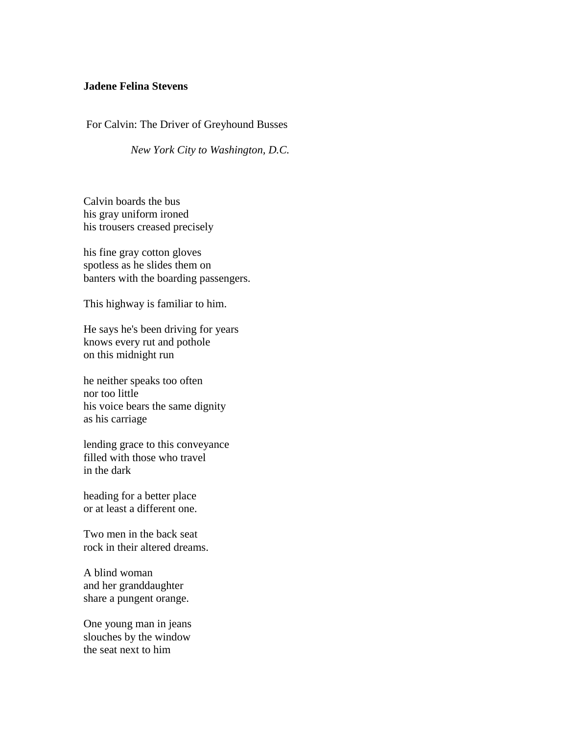**Jadene Felina Stevens**

For Calvin: The Driver of Greyhound Busses

*New York City to Washington, D.C.*

Calvin boards the bus  
his gray uniform ironed  
his trousers creased precisely

his fine gray cotton gloves  
spotless as he slides them on  
banters with the boarding passengers.

This highway is familiar to him.

He says he's been driving for years  
knows every rut and pothole  
on this midnight run

he neither speaks too often  
nor too little  
his voice bears the same dignity  
as his carriage

lending grace to this conveyance  
filled with those who travel  
in the dark

heading for a better place  
or at least a different one.

Two men in the back seat  
rock in their altered dreams.

A blind woman  
and her granddaughter  
share a pungent orange.

One young man in jeans  
slouches by the window  
the seat next to him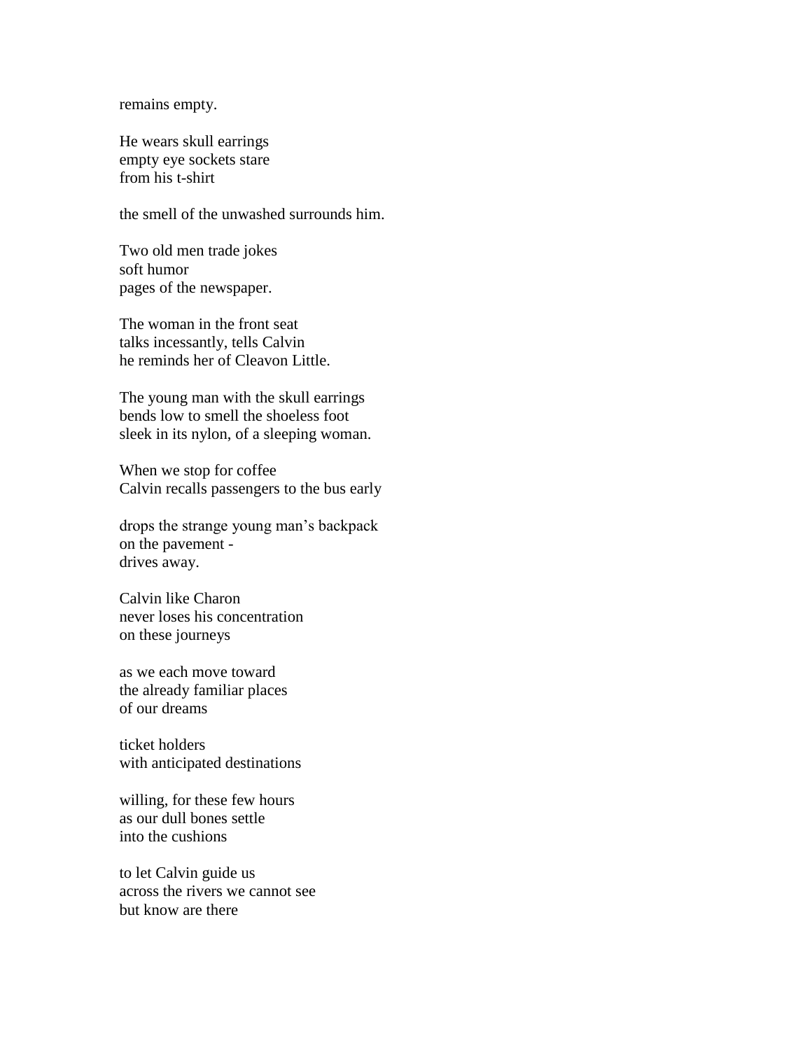remains empty.

He wears skull earrings  
empty eye sockets stare  
from his t-shirt

the smell of the unwashed surrounds him.

Two old men trade jokes  
soft humor  
pages of the newspaper.

The woman in the front seat  
talks incessantly, tells Calvin  
he reminds her of Cleavon Little.

The young man with the skull earrings  
bends low to smell the shoeless foot  
sleek in its nylon, of a sleeping woman.

When we stop for coffee  
Calvin recalls passengers to the bus early

drops the strange young man's backpack  
on the pavement -  
drives away.

Calvin like Charon  
never loses his concentration  
on these journeys

as we each move toward  
the already familiar places  
of our dreams

ticket holders  
with anticipated destinations

willing, for these few hours  
as our dull bones settle  
into the cushions

to let Calvin guide us  
across the rivers we cannot see  
but know are there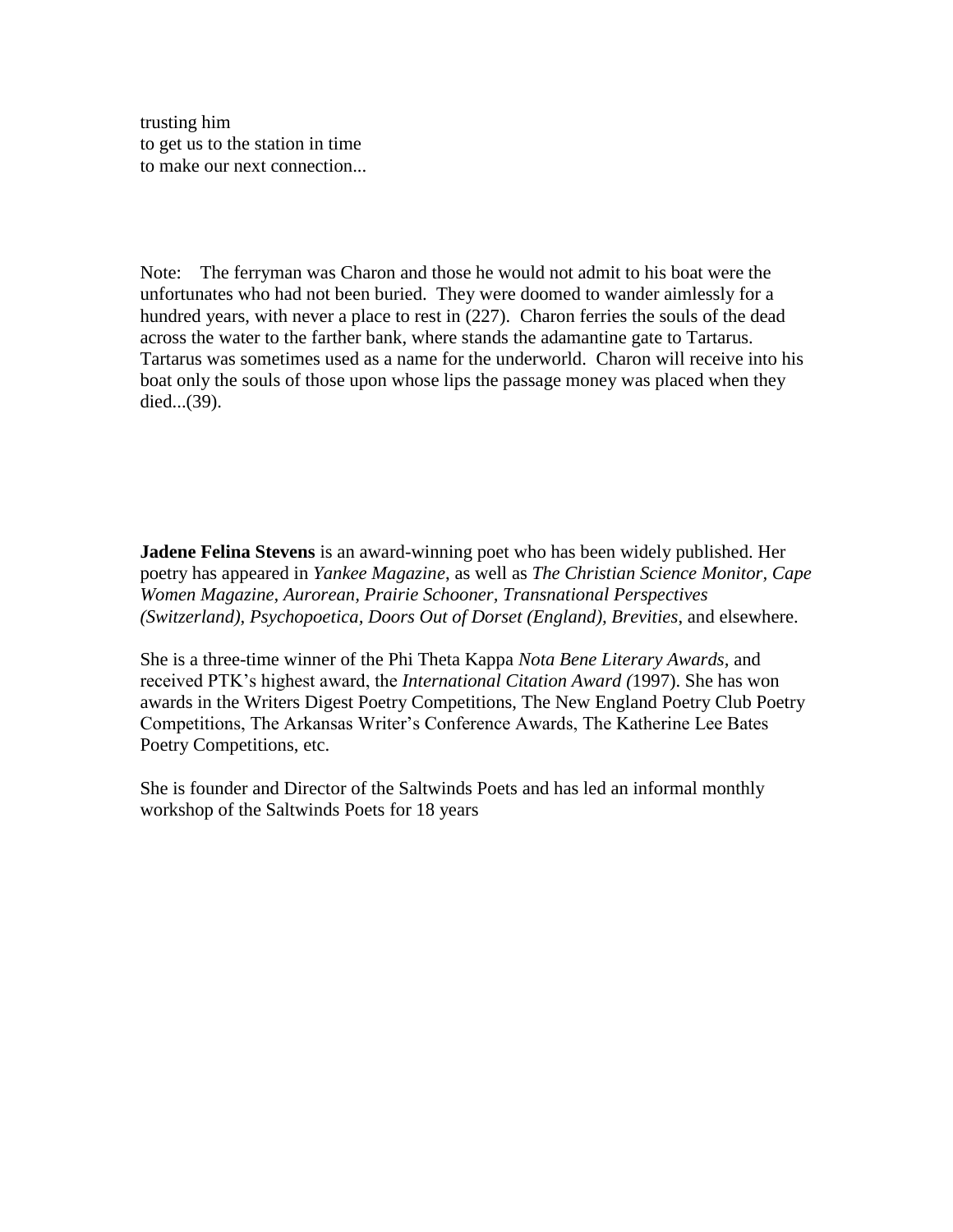trusting him
to get us to the station in time
to make our next connection...

Note: The ferryman was Charon and those he would not admit to his boat were the unfortunates who had not been buried. They were doomed to wander aimlessly for a hundred years, with never a place to rest in (227). Charon ferries the souls of the dead across the water to the farther bank, where stands the adamantine gate to Tartarus. Tartarus was sometimes used as a name for the underworld. Charon will receive into his boat only the souls of those upon whose lips the passage money was placed when they died...(39).

**Jadene Felina Stevens** is an award-winning poet who has been widely published. Her poetry has appeared in *Yankee Magazine*, as well as *The Christian Science Monitor, Cape Women Magazine, Aurorean, Prairie Schooner, Transnational Perspectives (Switzerland), Psychopoetica, Doors Out of Dorset (England), Brevities*, and elsewhere.

She is a three-time winner of the Phi Theta Kappa *Nota Bene Literary Awards,* and received PTK's highest award, the *International Citation Award (*1997). She has won awards in the Writers Digest Poetry Competitions, The New England Poetry Club Poetry Competitions, The Arkansas Writer's Conference Awards, The Katherine Lee Bates Poetry Competitions, etc.

She is founder and Director of the Saltwinds Poets and has led an informal monthly workshop of the Saltwinds Poets for 18 years